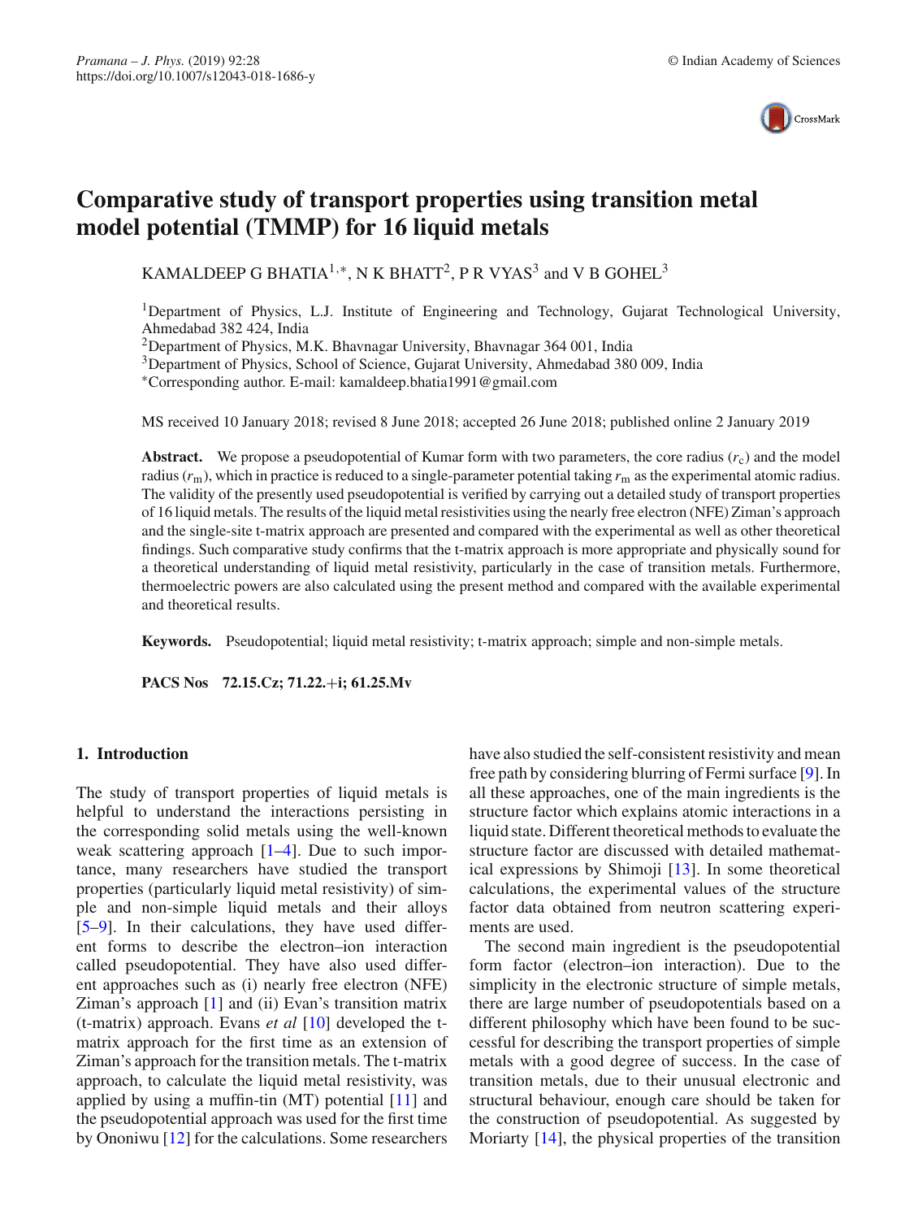# Comparative study of transport properties using transition metal model potential (TMMP) for 16 liquid metals

KAMALDEEP G BHATIA[1,*], N K BHATT[2], P R VYAS[3] and V B GOHEL[3]

[1]Department of Physics, L.J. Institute of Engineering and Technology, Gujarat Technological University, Ahmedabad 382 424, India
[2]Department of Physics, M.K. Bhavnagar University, Bhavnagar 364 001, India
[3]Department of Physics, School of Science, Gujarat University, Ahmedabad 380 009, India
*Corresponding author. E-mail: kamaldeep.bhatia1991@gmail.com

MS received 10 January 2018; revised 8 June 2018; accepted 26 June 2018; published online 2 January 2019

**Abstract.** We propose a pseudopotential of Kumar form with two parameters, the core radius ($r_c$) and the model radius ($r_m$), which in practice is reduced to a single-parameter potential taking $r_m$ as the experimental atomic radius. The validity of the presently used pseudopotential is verified by carrying out a detailed study of transport properties of 16 liquid metals. The results of the liquid metal resistivities using the nearly free electron (NFE) Ziman's approach and the single-site t-matrix approach are presented and compared with the experimental as well as other theoretical findings. Such comparative study confirms that the t-matrix approach is more appropriate and physically sound for a theoretical understanding of liquid metal resistivity, particularly in the case of transition metals. Furthermore, thermoelectric powers are also calculated using the present method and compared with the available experimental and theoretical results.

**Keywords.** Pseudopotential; liquid metal resistivity; t-matrix approach; simple and non-simple metals.

**PACS Nos** **72.15.Cz; 71.22.+i; 61.25.Mv**

## 1. Introduction

The study of transport properties of liquid metals is helpful to understand the interactions persisting in the corresponding solid metals using the well-known weak scattering approach [1–4]. Due to such importance, many researchers have studied the transport properties (particularly liquid metal resistivity) of simple and non-simple liquid metals and their alloys [5–9]. In their calculations, they have used different forms to describe the electron–ion interaction called pseudopotential. They have also used different approaches such as (i) nearly free electron (NFE) Ziman's approach [1] and (ii) Evan's transition matrix (t-matrix) approach. Evans *et al* [10] developed the t-matrix approach for the first time as an extension of Ziman's approach for the transition metals. The t-matrix approach, to calculate the liquid metal resistivity, was applied by using a muffin-tin (MT) potential [11] and the pseudopotential approach was used for the first time by Ononiwu [12] for the calculations. Some researchers have also studied the self-consistent resistivity and mean free path by considering blurring of Fermi surface [9]. In all these approaches, one of the main ingredients is the structure factor which explains atomic interactions in a liquid state. Different theoretical methods to evaluate the structure factor are discussed with detailed mathematical expressions by Shimoji [13]. In some theoretical calculations, the experimental values of the structure factor data obtained from neutron scattering experiments are used.

The second main ingredient is the pseudopotential form factor (electron–ion interaction). Due to the simplicity in the electronic structure of simple metals, there are large number of pseudopotentials based on a different philosophy which have been found to be successful for describing the transport properties of simple metals with a good degree of success. In the case of transition metals, due to their unusual electronic and structural behaviour, enough care should be taken for the construction of pseudopotential. As suggested by Moriarty [14], the physical properties of the transition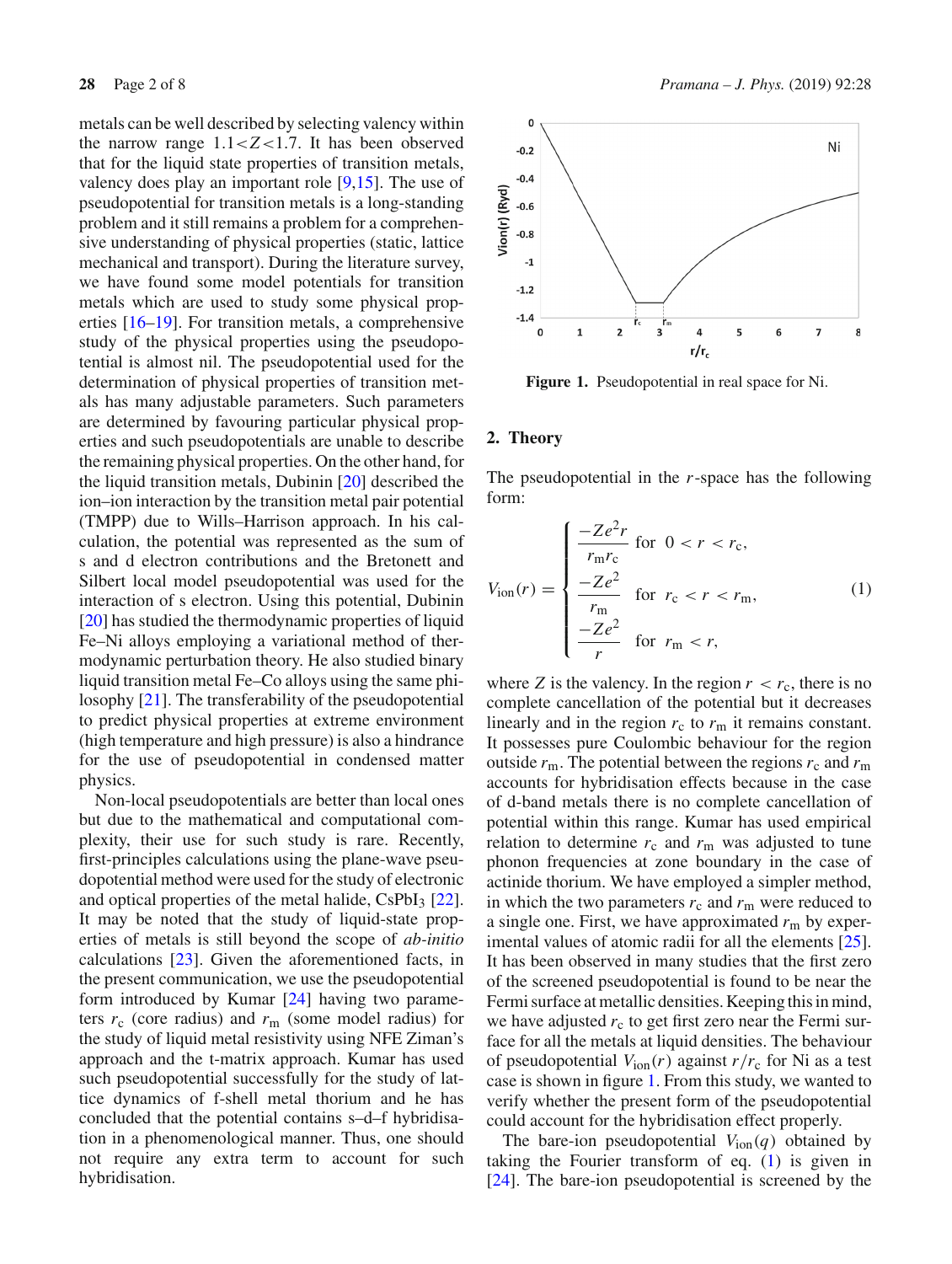metals can be well described by selecting valency within the narrow range $1.1 < Z < 1.7$. It has been observed that for the liquid state properties of transition metals, valency does play an important role [9,15]. The use of pseudopotential for transition metals is a long-standing problem and it still remains a problem for a comprehensive understanding of physical properties (static, lattice mechanical and transport). During the literature survey, we have found some model potentials for transition metals which are used to study some physical properties [16–19]. For transition metals, a comprehensive study of the physical properties using the pseudopotential is almost nil. The pseudopotential used for the determination of physical properties of transition metals has many adjustable parameters. Such parameters are determined by favouring particular physical properties and such pseudopotentials are unable to describe the remaining physical properties. On the other hand, for the liquid transition metals, Dubinin [20] described the ion–ion interaction by the transition metal pair potential (TMPP) due to Wills–Harrison approach. In his calculation, the potential was represented as the sum of s and d electron contributions and the Bretonett and Silbert local model pseudopotential was used for the interaction of s electron. Using this potential, Dubinin [20] has studied the thermodynamic properties of liquid Fe–Ni alloys employing a variational method of thermodynamic perturbation theory. He also studied binary liquid transition metal Fe–Co alloys using the same philosophy [21]. The transferability of the pseudopotential to predict physical properties at extreme environment (high temperature and high pressure) is also a hindrance for the use of pseudopotential in condensed matter physics.

Non-local pseudopotentials are better than local ones but due to the mathematical and computational complexity, their use for such study is rare. Recently, first-principles calculations using the plane-wave pseudopotential method were used for the study of electronic and optical properties of the metal halide, $CsPbI_3$ [22]. It may be noted that the study of liquid-state properties of metals is still beyond the scope of *ab-initio* calculations [23]. Given the aforementioned facts, in the present communication, we use the pseudopotential form introduced by Kumar [24] having two parameters $r_c$ (core radius) and $r_m$ (some model radius) for the study of liquid metal resistivity using NFE Ziman's approach and the t-matrix approach. Kumar has used such pseudopotential successfully for the study of lattice dynamics of f-shell metal thorium and he has concluded that the potential contains s–d–f hybridisation in a phenomenological manner. Thus, one should not require any extra term to account for such hybridisation.

**Figure 1.** Pseudopotential in real space for Ni.

## 2. Theory

The pseudopotential in the $r$-space has the following form:

$$V_{\text{ion}}(r) = \begin{cases} \dfrac{-Ze^2 r}{r_m r_c} & \text{for } 0 < r < r_c, \\[2ex] \dfrac{-Ze^2}{r_m} & \text{for } r_c < r < r_m, \\[2ex] \dfrac{-Ze^2}{r} & \text{for } r_m < r, \end{cases} \tag{1}$$

where $Z$ is the valency. In the region $r < r_c$, there is no complete cancellation of the potential but it decreases linearly and in the region $r_c$ to $r_m$ it remains constant. It possesses pure Coulombic behaviour for the region outside $r_m$. The potential between the regions $r_c$ and $r_m$ accounts for hybridisation effects because in the case of d-band metals there is no complete cancellation of potential within this range. Kumar has used empirical relation to determine $r_c$ and $r_m$ was adjusted to tune phonon frequencies at zone boundary in the case of actinide thorium. We have employed a simpler method, in which the two parameters $r_c$ and $r_m$ were reduced to a single one. First, we have approximated $r_m$ by experimental values of atomic radii for all the elements [25]. It has been observed in many studies that the first zero of the screened pseudopotential is found to be near the Fermi surface at metallic densities. Keeping this in mind, we have adjusted $r_c$ to get first zero near the Fermi surface for all the metals at liquid densities. The behaviour of pseudopotential $V_{\text{ion}}(r)$ against $r/r_c$ for Ni as a test case is shown in figure 1. From this study, we wanted to verify whether the present form of the pseudopotential could account for the hybridisation effect properly.

The bare-ion pseudopotential $V_{\text{ion}}(q)$ obtained by taking the Fourier transform of eq. (1) is given in [24]. The bare-ion pseudopotential is screened by the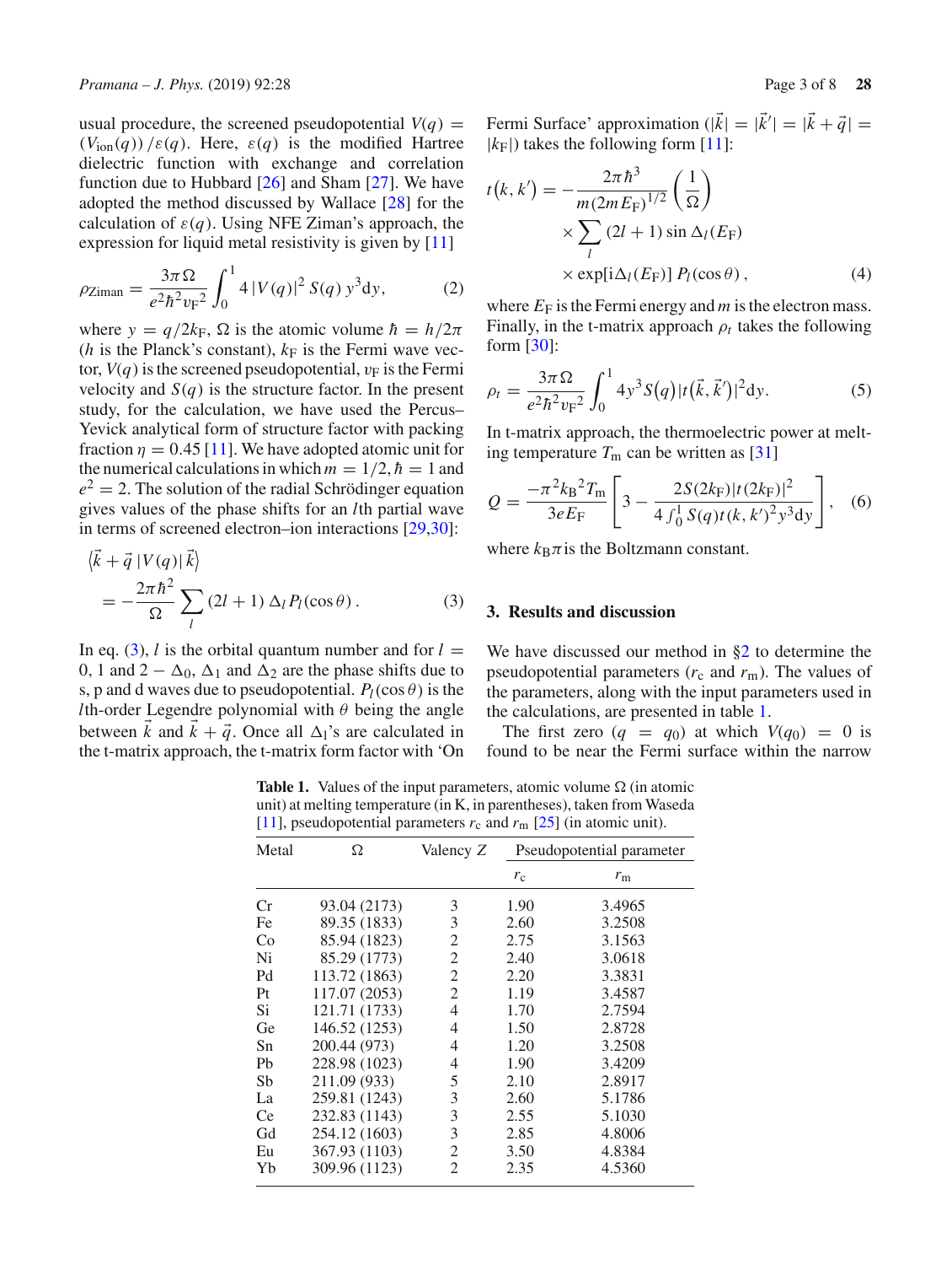usual procedure, the screened pseudopotential $V(q) = (V_{\text{ion}}(q)) / \varepsilon(q)$. Here, $\varepsilon(q)$ is the modified Hartree dielectric function with exchange and correlation function due to Hubbard [26] and Sham [27]. We have adopted the method discussed by Wallace [28] for the calculation of $\varepsilon(q)$. Using NFE Ziman's approach, the expression for liquid metal resistivity is given by [11]

$$\rho_{\text{Ziman}} = \frac{3\pi\Omega}{e^2\hbar^2 v_F{}^2} \int_0^1 4\,|V(q)|^2\, S(q)\, y^3 \mathrm{d}y, \tag{2}$$

where $y = q/2k_F$, $\Omega$ is the atomic volume $\hbar = h/2\pi$ ($h$ is the Planck's constant), $k_F$ is the Fermi wave vector, $V(q)$ is the screened pseudopotential, $v_F$ is the Fermi velocity and $S(q)$ is the structure factor. In the present study, for the calculation, we have used the Percus–Yevick analytical form of structure factor with packing fraction $\eta = 0.45$ [11]. We have adopted atomic unit for the numerical calculations in which $m = 1/2, \hbar = 1$ and $e^2 = 2$. The solution of the radial Schrödinger equation gives values of the phase shifts for an $l$th partial wave in terms of screened electron–ion interactions [29,30]:

$$\langle \vec{k} + \vec{q}\,|V(q)|\,\vec{k}\rangle = -\frac{2\pi\hbar^2}{\Omega} \sum_l (2l+1)\,\Delta_l\,P_l(\cos\theta)\,. \tag{3}$$

In eq. (3), $l$ is the orbital quantum number and for $l = 0, 1$ and $2 - \Delta_0$, $\Delta_1$ and $\Delta_2$ are the phase shifts due to s, p and d waves due to pseudopotential. $P_l(\cos\theta)$ is the $l$th-order Legendre polynomial with $\theta$ being the angle between $\vec{k}$ and $\vec{k} + \vec{q}$. Once all $\Delta_l$'s are calculated in the t-matrix approach, the t-matrix form factor with 'On Fermi Surface' approximation ($|\vec{k}| = |\vec{k}'| = |\vec{k} + \vec{q}| = |k_F|$) takes the following form [11]:

$$t(k, k') = -\frac{2\pi\hbar^3}{m(2mE_F)^{1/2}} \left(\frac{1}{\Omega}\right) \times \sum_l (2l+1)\sin\Delta_l(E_F) \times \exp[\mathrm{i}\Delta_l(E_F)]\,P_l(\cos\theta)\,, \tag{4}$$

where $E_F$ is the Fermi energy and $m$ is the electron mass. Finally, in the t-matrix approach $\rho_t$ takes the following form [30]:

$$\rho_t = \frac{3\pi\Omega}{e^2\hbar^2 v_F{}^2} \int_0^1 4y^3 S(q)\,|t(\vec{k}, \vec{k}')|^2 \mathrm{d}y. \tag{5}$$

In t-matrix approach, the thermoelectric power at melting temperature $T_m$ can be written as [31]

$$Q = \frac{-\pi^2 k_B{}^2 T_m}{3eE_F} \left[3 - \frac{2S(2k_F)|t(2k_F)|^2}{4\int_0^1 S(q)t(k,k')^2 y^3 \mathrm{d}y}\right], \tag{6}$$

where $k_B\pi$ is the Boltzmann constant.

## 3. Results and discussion

We have discussed our method in §2 to determine the pseudopotential parameters ($r_c$ and $r_m$). The values of the parameters, along with the input parameters used in the calculations, are presented in table 1.

The first zero ($q = q_0$) at which $V(q_0) = 0$ is found to be near the Fermi surface within the narrow

**Table 1.** Values of the input parameters, atomic volume $\Omega$ (in atomic unit) at melting temperature (in K, in parentheses), taken from Waseda [11], pseudopotential parameters $r_c$ and $r_m$ [25] (in atomic unit).

| Metal | $\Omega$ | Valency $Z$ | Pseudopotential parameter | |
|---|---|---|---|---|
| | | | $r_c$ | $r_m$ |
| Cr | 93.04 (2173) | 3 | 1.90 | 3.4965 |
| Fe | 89.35 (1833) | 3 | 2.60 | 3.2508 |
| Co | 85.94 (1823) | 2 | 2.75 | 3.1563 |
| Ni | 85.29 (1773) | 2 | 2.40 | 3.0618 |
| Pd | 113.72 (1863) | 2 | 2.20 | 3.3831 |
| Pt | 117.07 (2053) | 2 | 1.19 | 3.4587 |
| Si | 121.71 (1733) | 4 | 1.70 | 2.7594 |
| Ge | 146.52 (1253) | 4 | 1.50 | 2.8728 |
| Sn | 200.44 (973) | 4 | 1.20 | 3.2508 |
| Pb | 228.98 (1023) | 4 | 1.90 | 3.4209 |
| Sb | 211.09 (933) | 5 | 2.10 | 2.8917 |
| La | 259.81 (1243) | 3 | 2.60 | 5.1786 |
| Ce | 232.83 (1143) | 3 | 2.55 | 5.1030 |
| Gd | 254.12 (1603) | 3 | 2.85 | 4.8006 |
| Eu | 367.93 (1103) | 2 | 3.50 | 4.8384 |
| Yb | 309.96 (1123) | 2 | 2.35 | 4.5360 |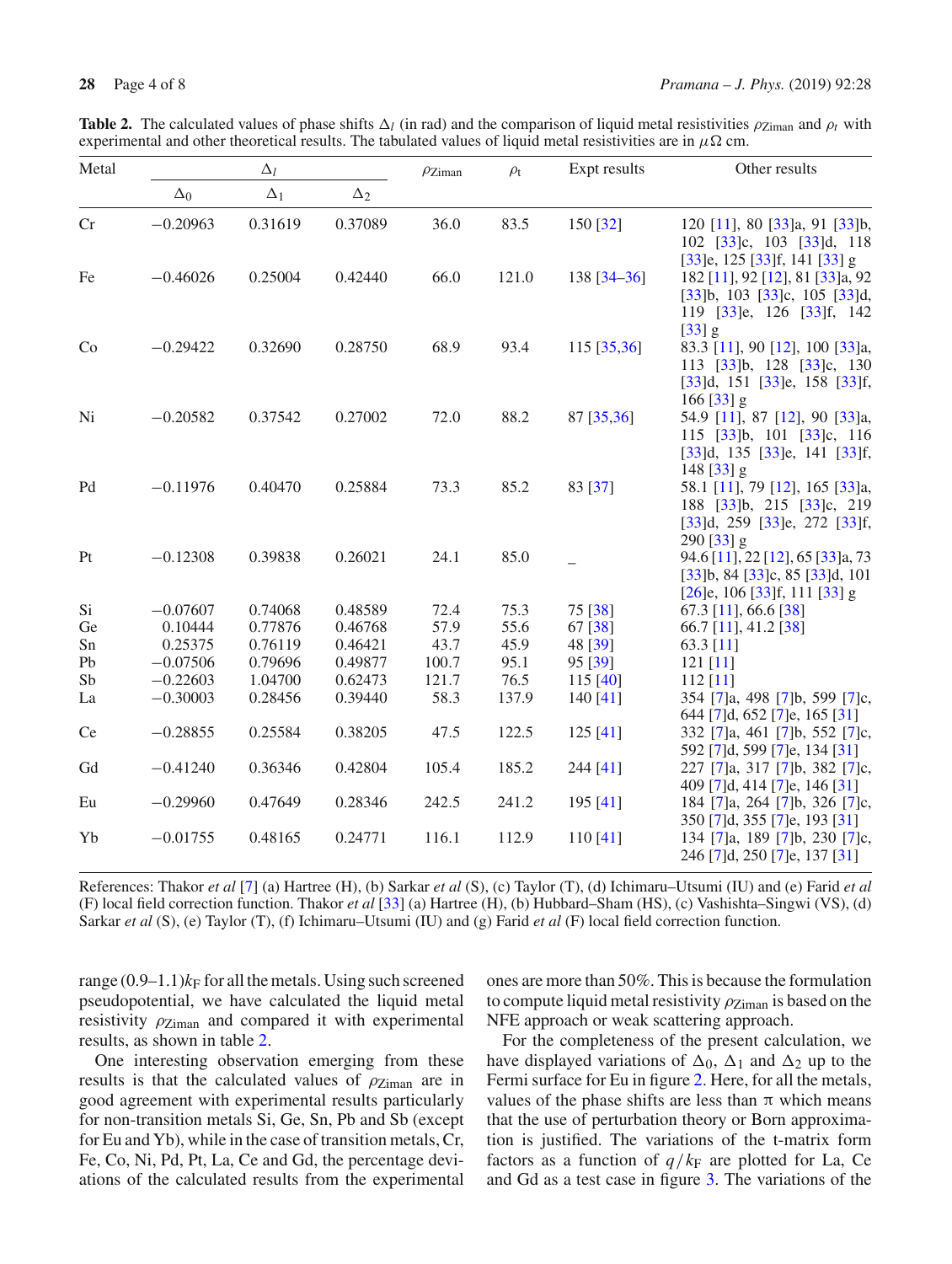**Table 2.** The calculated values of phase shifts $\Delta_l$ (in rad) and the comparison of liquid metal resistivities $\rho_{\mathrm{Ziman}}$ and $\rho_t$ with experimental and other theoretical results. The tabulated values of liquid metal resistivities are in $\mu\Omega$ cm.

| Metal | $\Delta_l$ | | | $\rho_{\mathrm{Ziman}}$ | $\rho_{\mathrm{t}}$ | Expt results | Other results |
|---|---|---|---|---|---|---|---|
| | $\Delta_0$ | $\Delta_1$ | $\Delta_2$ | | | | |
| Cr | −0.20963 | 0.31619 | 0.37089 | 36.0 | 83.5 | 150 [32] | 120 [11], 80 [33]a, 91 [33]b, 102 [33]c, 103 [33]d, 118 [33]e, 125 [33]f, 141 [33] g |
| Fe | −0.46026 | 0.25004 | 0.42440 | 66.0 | 121.0 | 138 [34–36] | 182 [11], 92 [12], 81 [33]a, 92 [33]b, 103 [33]c, 105 [33]d, 119 [33]e, 126 [33]f, 142 [33] g |
| Co | −0.29422 | 0.32690 | 0.28750 | 68.9 | 93.4 | 115 [35,36] | 83.3 [11], 90 [12], 100 [33]a, 113 [33]b, 128 [33]c, 130 [33]d, 151 [33]e, 158 [33]f, 166 [33] g |
| Ni | −0.20582 | 0.37542 | 0.27002 | 72.0 | 88.2 | 87 [35,36] | 54.9 [11], 87 [12], 90 [33]a, 115 [33]b, 101 [33]c, 116 [33]d, 135 [33]e, 141 [33]f, 148 [33] g |
| Pd | −0.11976 | 0.40470 | 0.25884 | 73.3 | 85.2 | 83 [37] | 58.1 [11], 79 [12], 165 [33]a, 188 [33]b, 215 [33]c, 219 [33]d, 259 [33]e, 272 [33]f, 290 [33] g |
| Pt | −0.12308 | 0.39838 | 0.26021 | 24.1 | 85.0 | – | 94.6 [11], 22 [12], 65 [33]a, 73 [33]b, 84 [33]c, 85 [33]d, 101 [26]e, 106 [33]f, 111 [33] g |
| Si | −0.07607 | 0.74068 | 0.48589 | 72.4 | 75.3 | 75 [38] | 67.3 [11], 66.6 [38] |
| Ge | 0.10444 | 0.77876 | 0.46768 | 57.9 | 55.6 | 67 [38] | 66.7 [11], 41.2 [38] |
| Sn | 0.25375 | 0.76119 | 0.46421 | 43.7 | 45.9 | 48 [39] | 63.3 [11] |
| Pb | −0.07506 | 0.79696 | 0.49877 | 100.7 | 95.1 | 95 [39] | 121 [11] |
| Sb | −0.22603 | 1.04700 | 0.62473 | 121.7 | 76.5 | 115 [40] | 112 [11] |
| La | −0.30003 | 0.28456 | 0.39440 | 58.3 | 137.9 | 140 [41] | 354 [7]a, 498 [7]b, 599 [7]c, 644 [7]d, 652 [7]e, 165 [31] |
| Ce | −0.28855 | 0.25584 | 0.38205 | 47.5 | 122.5 | 125 [41] | 332 [7]a, 461 [7]b, 552 [7]c, 592 [7]d, 599 [7]e, 134 [31] |
| Gd | −0.41240 | 0.36346 | 0.42804 | 105.4 | 185.2 | 244 [41] | 227 [7]a, 317 [7]b, 382 [7]c, 409 [7]d, 414 [7]e, 146 [31] |
| Eu | −0.29960 | 0.47649 | 0.28346 | 242.5 | 241.2 | 195 [41] | 184 [7]a, 264 [7]b, 326 [7]c, 350 [7]d, 355 [7]e, 193 [31] |
| Yb | −0.01755 | 0.48165 | 0.24771 | 116.1 | 112.9 | 110 [41] | 134 [7]a, 189 [7]b, 230 [7]c, 246 [7]d, 250 [7]e, 137 [31] |

References: Thakor *et al* [7] (a) Hartree (H), (b) Sarkar *et al* (S), (c) Taylor (T), (d) Ichimaru–Utsumi (IU) and (e) Farid *et al* (F) local field correction function. Thakor *et al* [33] (a) Hartree (H), (b) Hubbard–Sham (HS), (c) Vashishta–Singwi (VS), (d) Sarkar *et al* (S), (e) Taylor (T), (f) Ichimaru–Utsumi (IU) and (g) Farid *et al* (F) local field correction function.

range $(0.9–1.1)k_{\mathrm{F}}$ for all the metals. Using such screened pseudopotential, we have calculated the liquid metal resistivity $\rho_{\mathrm{Ziman}}$ and compared it with experimental results, as shown in table 2.

One interesting observation emerging from these results is that the calculated values of $\rho_{\mathrm{Ziman}}$ are in good agreement with experimental results particularly for non-transition metals Si, Ge, Sn, Pb and Sb (except for Eu and Yb), while in the case of transition metals, Cr, Fe, Co, Ni, Pd, Pt, La, Ce and Gd, the percentage deviations of the calculated results from the experimental ones are more than 50%. This is because the formulation to compute liquid metal resistivity $\rho_{\mathrm{Ziman}}$ is based on the NFE approach or weak scattering approach.

For the completeness of the present calculation, we have displayed variations of $\Delta_0$, $\Delta_1$ and $\Delta_2$ up to the Fermi surface for Eu in figure 2. Here, for all the metals, values of the phase shifts are less than $\pi$ which means that the use of perturbation theory or Born approximation is justified. The variations of the t-matrix form factors as a function of $q/k_{\mathrm{F}}$ are plotted for La, Ce and Gd as a test case in figure 3. The variations of the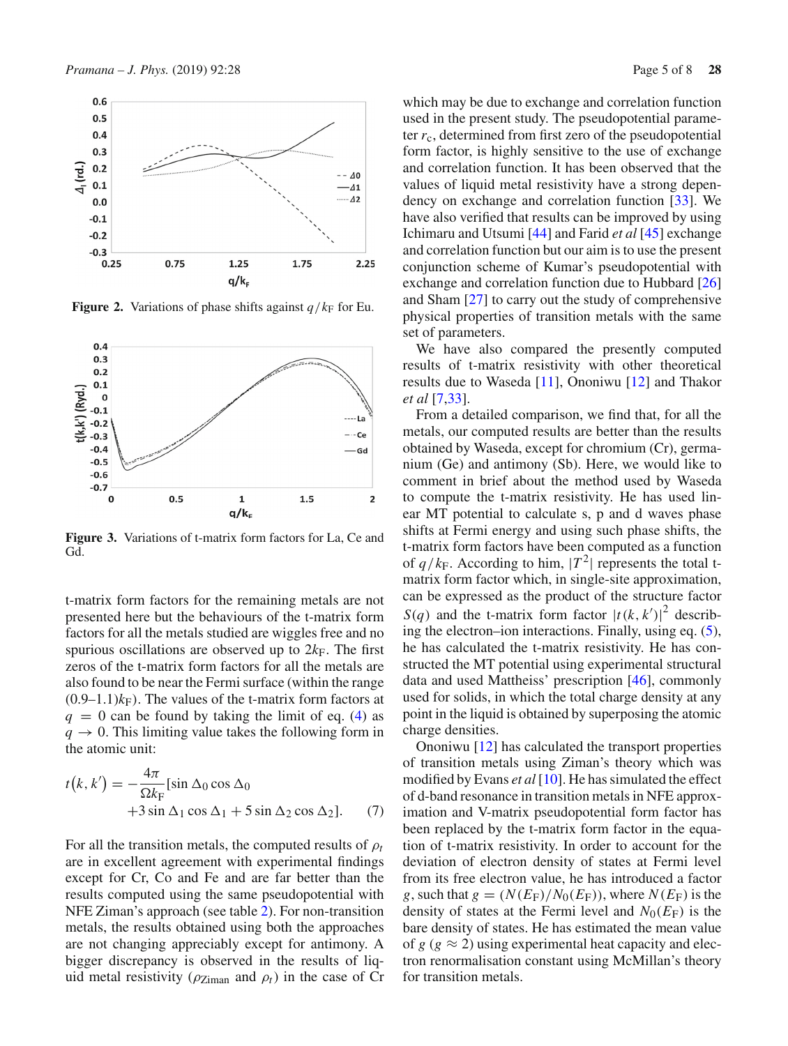**Figure 2.** Variations of phase shifts against $q/k_F$ for Eu.

**Figure 3.** Variations of t-matrix form factors for La, Ce and Gd.

t-matrix form factors for the remaining metals are not presented here but the behaviours of the t-matrix form factors for all the metals studied are wiggles free and no spurious oscillations are observed up to $2k_F$. The first zeros of the t-matrix form factors for all the metals are also found to be near the Fermi surface (within the range $(0.9–1.1)k_F$). The values of the t-matrix form factors at $q = 0$ can be found by taking the limit of eq. (4) as $q \to 0$. This limiting value takes the following form in the atomic unit:

$$t(k, k') = -\frac{4\pi}{\Omega k_F}[\sin \Delta_0 \cos \Delta_0 + 3 \sin \Delta_1 \cos \Delta_1 + 5 \sin \Delta_2 \cos \Delta_2]. \quad (7)$$

For all the transition metals, the computed results of $\rho_t$ are in excellent agreement with experimental findings except for Cr, Co and Fe and are far better than the results computed using the same pseudopotential with NFE Ziman's approach (see table 2). For non-transition metals, the results obtained using both the approaches are not changing appreciably except for antimony. A bigger discrepancy is observed in the results of liquid metal resistivity ($\rho_{\text{Ziman}}$ and $\rho_t$) in the case of Cr which may be due to exchange and correlation function used in the present study. The pseudopotential parameter $r_c$, determined from first zero of the pseudopotential form factor, is highly sensitive to the use of exchange and correlation function. It has been observed that the values of liquid metal resistivity have a strong dependency on exchange and correlation function [33]. We have also verified that results can be improved by using Ichimaru and Utsumi [44] and Farid *et al* [45] exchange and correlation function but our aim is to use the present conjunction scheme of Kumar's pseudopotential with exchange and correlation function due to Hubbard [26] and Sham [27] to carry out the study of comprehensive physical properties of transition metals with the same set of parameters.

We have also compared the presently computed results of t-matrix resistivity with other theoretical results due to Waseda [11], Ononiwu [12] and Thakor *et al* [7,33].

From a detailed comparison, we find that, for all the metals, our computed results are better than the results obtained by Waseda, except for chromium (Cr), germanium (Ge) and antimony (Sb). Here, we would like to comment in brief about the method used by Waseda to compute the t-matrix resistivity. He has used linear MT potential to calculate s, p and d waves phase shifts at Fermi energy and using such phase shifts, the t-matrix form factors have been computed as a function of $q/k_F$. According to him, $|T^2|$ represents the total t-matrix form factor which, in single-site approximation, can be expressed as the product of the structure factor $S(q)$ and the t-matrix form factor $|t(k, k')|^2$ describing the electron–ion interactions. Finally, using eq. (5), he has calculated the t-matrix resistivity. He has constructed the MT potential using experimental structural data and used Mattheiss' prescription [46], commonly used for solids, in which the total charge density at any point in the liquid is obtained by superposing the atomic charge densities.

Ononiwu [12] has calculated the transport properties of transition metals using Ziman's theory which was modified by Evans *et al* [10]. He has simulated the effect of d-band resonance in transition metals in NFE approximation and V-matrix pseudopotential form factor has been replaced by the t-matrix form factor in the equation of t-matrix resistivity. In order to account for the deviation of electron density of states at Fermi level from its free electron value, he has introduced a factor $g$, such that $g = (N(E_F)/N_0(E_F))$, where $N(E_F)$ is the density of states at the Fermi level and $N_0(E_F)$ is the bare density of states. He has estimated the mean value of $g$ ($g \approx 2$) using experimental heat capacity and electron renormalisation constant using McMillan's theory for transition metals.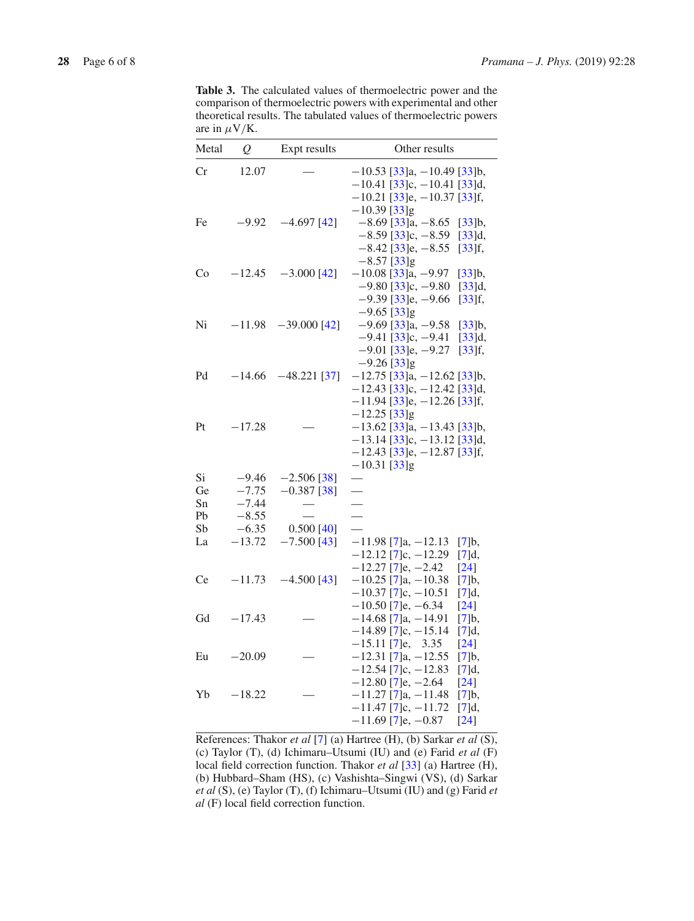**Table 3.** The calculated values of thermoelectric power and the comparison of thermoelectric powers with experimental and other theoretical results. The tabulated values of thermoelectric powers are in $\mu$V/K.

| Metal | $Q$ | Expt results | Other results |
|---|---|---|---|
| Cr | 12.07 | — | −10.53 [33]a, −10.49 [33]b, −10.41 [33]c, −10.41 [33]d, −10.21 [33]e, −10.37 [33]f, −10.39 [33]g |
| Fe | −9.92 | −4.697 [42] | −8.69 [33]a, −8.65 [33]b, −8.59 [33]c, −8.59 [33]d, −8.42 [33]e, −8.55 [33]f, −8.57 [33]g |
| Co | −12.45 | −3.000 [42] | −10.08 [33]a, −9.97 [33]b, −9.80 [33]c, −9.80 [33]d, −9.39 [33]e, −9.66 [33]f, −9.65 [33]g |
| Ni | −11.98 | −39.000 [42] | −9.69 [33]a, −9.58 [33]b, −9.41 [33]c, −9.41 [33]d, −9.01 [33]e, −9.27 [33]f, −9.26 [33]g |
| Pd | −14.66 | −48.221 [37] | −12.75 [33]a, −12.62 [33]b, −12.43 [33]c, −12.42 [33]d, −11.94 [33]e, −12.26 [33]f, −12.25 [33]g |
| Pt | −17.28 | — | −13.62 [33]a, −13.43 [33]b, −13.14 [33]c, −13.12 [33]d, −12.43 [33]e, −12.87 [33]f, −10.31 [33]g |
| Si | −9.46 | −2.506 [38] | — |
| Ge | −7.75 | −0.387 [38] | — |
| Sn | −7.44 | — | — |
| Pb | −8.55 | — | — |
| Sb | −6.35 | 0.500 [40] | — |
| La | −13.72 | −7.500 [43] | −11.98 [7]a, −12.13 [7]b, −12.12 [7]c, −12.29 [7]d, −12.27 [7]e, −2.42 [24] |
| Ce | −11.73 | −4.500 [43] | −10.25 [7]a, −10.38 [7]b, −10.37 [7]c, −10.51 [7]d, −10.50 [7]e, −6.34 [24] |
| Gd | −17.43 | — | −14.68 [7]a, −14.91 [7]b, −14.89 [7]c, −15.14 [7]d, −15.11 [7]e, 3.35 [24] |
| Eu | −20.09 | — | −12.31 [7]a, −12.55 [7]b, −12.54 [7]c, −12.83 [7]d, −12.80 [7]e, −2.64 [24] |
| Yb | −18.22 | — | −11.27 [7]a, −11.48 [7]b, −11.47 [7]c, −11.72 [7]d, −11.69 [7]e, −0.87 [24] |

References: Thakor *et al* [7] (a) Hartree (H), (b) Sarkar *et al* (S), (c) Taylor (T), (d) Ichimaru–Utsumi (IU) and (e) Farid *et al* (F) local field correction function. Thakor *et al* [33] (a) Hartree (H), (b) Hubbard–Sham (HS), (c) Vashishta–Singwi (VS), (d) Sarkar *et al* (S), (e) Taylor (T), (f) Ichimaru–Utsumi (IU) and (g) Farid *et al* (F) local field correction function.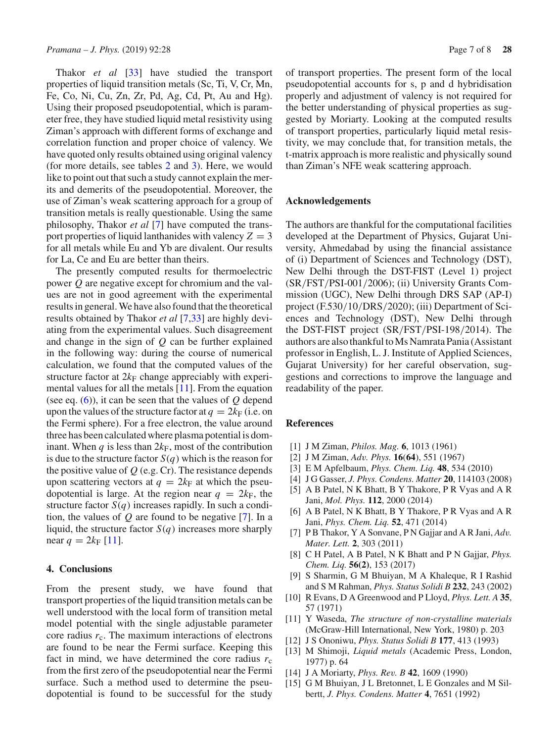Thakor *et al* [33] have studied the transport properties of liquid transition metals (Sc, Ti, V, Cr, Mn, Fe, Co, Ni, Cu, Zn, Zr, Pd, Ag, Cd, Pt, Au and Hg). Using their proposed pseudopotential, which is parameter free, they have studied liquid metal resistivity using Ziman's approach with different forms of exchange and correlation function and proper choice of valency. We have quoted only results obtained using original valency (for more details, see tables 2 and 3). Here, we would like to point out that such a study cannot explain the merits and demerits of the pseudopotential. Moreover, the use of Ziman's weak scattering approach for a group of transition metals is really questionable. Using the same philosophy, Thakor *et al* [7] have computed the transport properties of liquid lanthanides with valency $Z = 3$ for all metals while Eu and Yb are divalent. Our results for La, Ce and Eu are better than theirs.

The presently computed results for thermoelectric power $Q$ are negative except for chromium and the values are not in good agreement with the experimental results in general. We have also found that the theoretical results obtained by Thakor *et al* [7,33] are highly deviating from the experimental values. Such disagreement and change in the sign of $Q$ can be further explained in the following way: during the course of numerical calculation, we found that the computed values of the structure factor at $2k_{\mathrm{F}}$ change appreciably with experimental values for all the metals [11]. From the equation (see eq. (6)), it can be seen that the values of $Q$ depend upon the values of the structure factor at $q = 2k_{\mathrm{F}}$ (i.e. on the Fermi sphere). For a free electron, the value around three has been calculated where plasma potential is dominant. When $q$ is less than $2k_{\mathrm{F}}$, most of the contribution is due to the structure factor $S(q)$ which is the reason for the positive value of $Q$ (e.g. Cr). The resistance depends upon scattering vectors at $q = 2k_{\mathrm{F}}$ at which the pseudopotential is large. At the region near $q = 2k_{\mathrm{F}}$, the structure factor $S(q)$ increases rapidly. In such a condition, the values of $Q$ are found to be negative [7]. In a liquid, the structure factor $S(q)$ increases more sharply near $q = 2k_{\mathrm{F}}$ [11].

## 4. Conclusions

From the present study, we have found that transport properties of the liquid transition metals can be well understood with the local form of transition metal model potential with the single adjustable parameter core radius $r_{\mathrm{c}}$. The maximum interactions of electrons are found to be near the Fermi surface. Keeping this fact in mind, we have determined the core radius $r_{\mathrm{c}}$ from the first zero of the pseudopotential near the Fermi surface. Such a method used to determine the pseudopotential is found to be successful for the study of transport properties. The present form of the local pseudopotential accounts for s, p and d hybridisation properly and adjustment of valency is not required for the better understanding of physical properties as suggested by Moriarty. Looking at the computed results of transport properties, particularly liquid metal resistivity, we may conclude that, for transition metals, the t-matrix approach is more realistic and physically sound than Ziman's NFE weak scattering approach.

## Acknowledgements

The authors are thankful for the computational facilities developed at the Department of Physics, Gujarat University, Ahmedabad by using the financial assistance of (i) Department of Sciences and Technology (DST), New Delhi through the DST-FIST (Level 1) project (SR/FST/PSI-001/2006); (ii) University Grants Commission (UGC), New Delhi through DRS SAP (AP-I) project (F.530/10/DRS/2020); (iii) Department of Sciences and Technology (DST), New Delhi through the DST-FIST project (SR/FST/PSI-198/2014). The authors are also thankful to Ms Namrata Pania (Assistant professor in English, L. J. Institute of Applied Sciences, Gujarat University) for her careful observation, suggestions and corrections to improve the language and readability of the paper.

## References

[1] J M Ziman, *Philos. Mag.* **6**, 1013 (1961)
[2] J M Ziman, *Adv. Phys.* **16**(**64**), 551 (1967)
[3] E M Apfelbaum, *Phys. Chem. Liq.* **48**, 534 (2010)
[4] J G Gasser, *J. Phys. Condens. Matter* **20**, 114103 (2008)
[5] A B Patel, N K Bhatt, B Y Thakore, P R Vyas and A R Jani, *Mol. Phys.* **112**, 2000 (2014)
[6] A B Patel, N K Bhatt, B Y Thakore, P R Vyas and A R Jani, *Phys. Chem. Liq.* **52**, 471 (2014)
[7] P B Thakor, Y A Sonvane, P N Gajjar and A R Jani, *Adv. Mater. Lett.* **2**, 303 (2011)
[8] C H Patel, A B Patel, N K Bhatt and P N Gajjar, *Phys. Chem. Liq.* **56(2)**, 153 (2017)
[9] S Sharmin, G M Bhuiyan, M A Khaleque, R I Rashid and S M Rahman, *Phys. Status Solidi B* **232**, 243 (2002)
[10] R Evans, D A Greenwood and P Lloyd, *Phys. Lett. A* **35**, 57 (1971)
[11] Y Waseda, *The structure of non-crystalline materials* (McGraw-Hill International, New York, 1980) p. 203
[12] J S Ononiwu, *Phys. Status Solidi B* **177**, 413 (1993)
[13] M Shimoji, *Liquid metals* (Academic Press, London, 1977) p. 64
[14] J A Moriarty, *Phys. Rev. B* **42**, 1609 (1990)
[15] G M Bhuiyan, J L Bretonnet, L E Gonzales and M Silbertt, *J. Phys. Condens. Matter* **4**, 7651 (1992)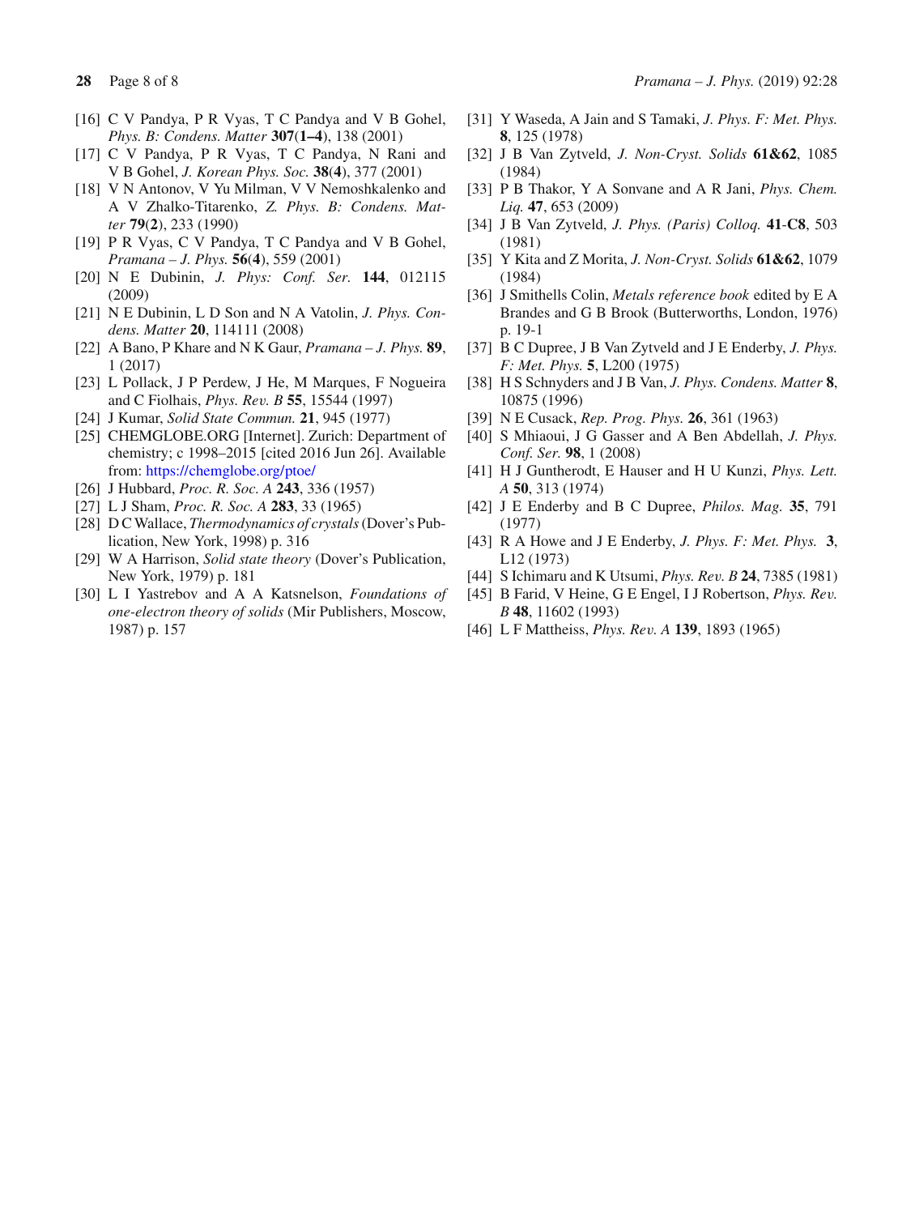[16] C V Pandya, P R Vyas, T C Pandya and V B Gohel, *Phys. B: Condens. Matter* **307**(**1–4**), 138 (2001)

[17] C V Pandya, P R Vyas, T C Pandya, N Rani and V B Gohel, *J. Korean Phys. Soc.* **38**(**4**), 377 (2001)

[18] V N Antonov, V Yu Milman, V V Nemoshkalenko and A V Zhalko-Titarenko, *Z. Phys. B: Condens. Matter* **79**(**2**), 233 (1990)

[19] P R Vyas, C V Pandya, T C Pandya and V B Gohel, *Pramana – J. Phys.* **56**(**4**), 559 (2001)

[20] N E Dubinin, *J. Phys: Conf. Ser.* **144**, 012115 (2009)

[21] N E Dubinin, L D Son and N A Vatolin, *J. Phys. Condens. Matter* **20**, 114111 (2008)

[22] A Bano, P Khare and N K Gaur, *Pramana – J. Phys.* **89**, 1 (2017)

[23] L Pollack, J P Perdew, J He, M Marques, F Nogueira and C Fiolhais, *Phys. Rev. B* **55**, 15544 (1997)

[24] J Kumar, *Solid State Commun.* **21**, 945 (1977)

[25] CHEMGLOBE.ORG [Internet]. Zurich: Department of chemistry; c 1998–2015 [cited 2016 Jun 26]. Available from: https://chemglobe.org/ptoe/

[26] J Hubbard, *Proc. R. Soc. A* **243**, 336 (1957)

[27] L J Sham, *Proc. R. Soc. A* **283**, 33 (1965)

[28] D C Wallace, *Thermodynamics of crystals* (Dover's Publication, New York, 1998) p. 316

[29] W A Harrison, *Solid state theory* (Dover's Publication, New York, 1979) p. 181

[30] L I Yastrebov and A A Katsnelson, *Foundations of one-electron theory of solids* (Mir Publishers, Moscow, 1987) p. 157

[31] Y Waseda, A Jain and S Tamaki, *J. Phys. F: Met. Phys.* **8**, 125 (1978)

[32] J B Van Zytveld, *J. Non-Cryst. Solids* **61&62**, 1085 (1984)

[33] P B Thakor, Y A Sonvane and A R Jani, *Phys. Chem. Liq.* **47**, 653 (2009)

[34] J B Van Zytveld, *J. Phys. (Paris) Colloq.* **41**-**C8**, 503 (1981)

[35] Y Kita and Z Morita, *J. Non-Cryst. Solids* **61&62**, 1079 (1984)

[36] J Smithells Colin, *Metals reference book* edited by E A Brandes and G B Brook (Butterworths, London, 1976) p. 19-1

[37] B C Dupree, J B Van Zytveld and J E Enderby, *J. Phys. F: Met. Phys.* **5**, L200 (1975)

[38] H S Schnyders and J B Van, *J. Phys. Condens. Matter* **8**, 10875 (1996)

[39] N E Cusack, *Rep. Prog. Phys.* **26**, 361 (1963)

[40] S Mhiaoui, J G Gasser and A Ben Abdellah, *J. Phys. Conf. Ser.* **98**, 1 (2008)

[41] H J Guntherodt, E Hauser and H U Kunzi, *Phys. Lett. A* **50**, 313 (1974)

[42] J E Enderby and B C Dupree, *Philos. Mag.* **35**, 791 (1977)

[43] R A Howe and J E Enderby, *J. Phys. F: Met. Phys.* **3**, L12 (1973)

[44] S Ichimaru and K Utsumi, *Phys. Rev. B* **24**, 7385 (1981)

[45] B Farid, V Heine, G E Engel, I J Robertson, *Phys. Rev. B* **48**, 11602 (1993)

[46] L F Mattheiss, *Phys. Rev. A* **139**, 1893 (1965)